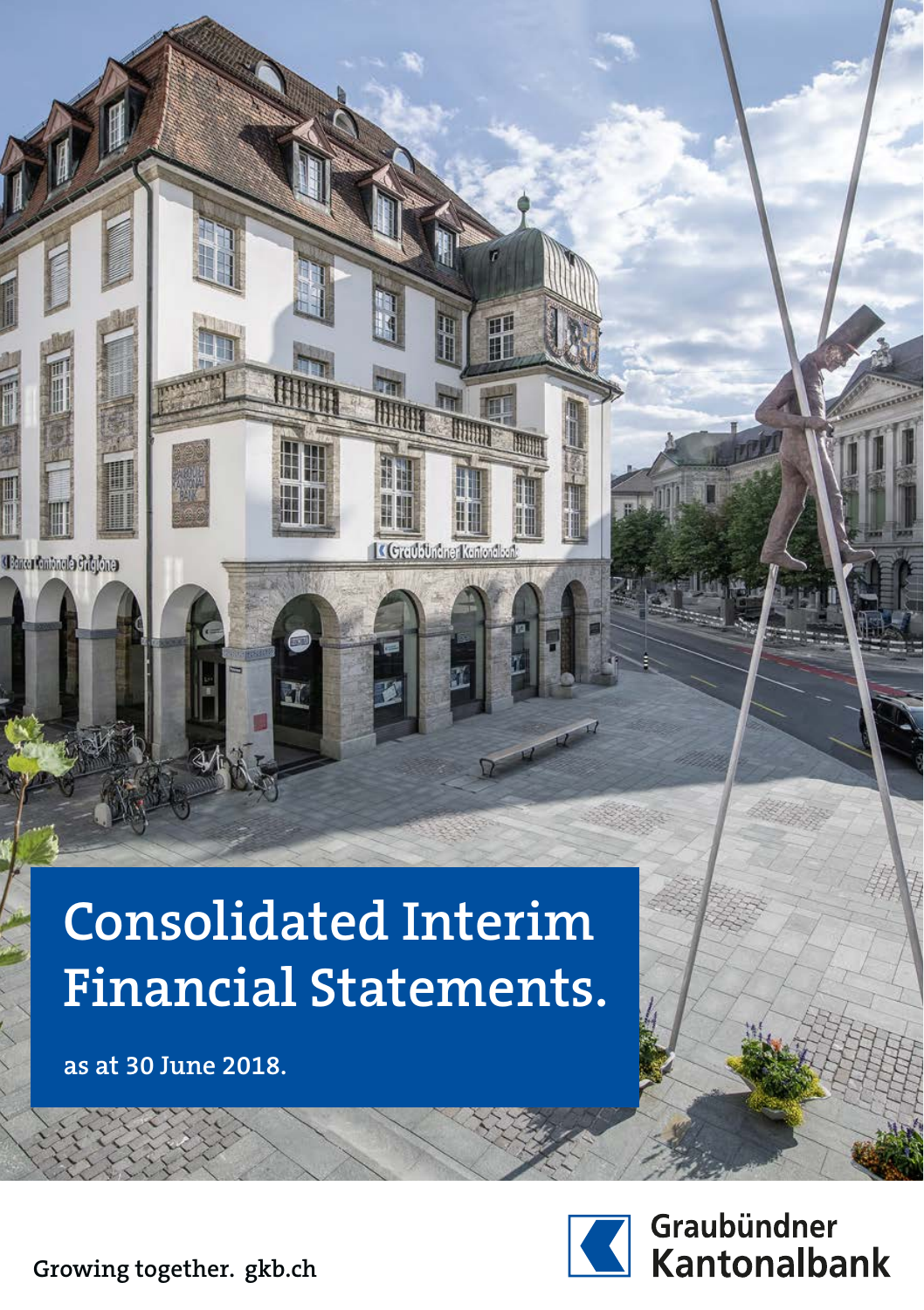# Consolidated Interim Financial Statements.

**as at 30 June 2018.**

Growing together. gkb.ch

Graubündner Kantonalbank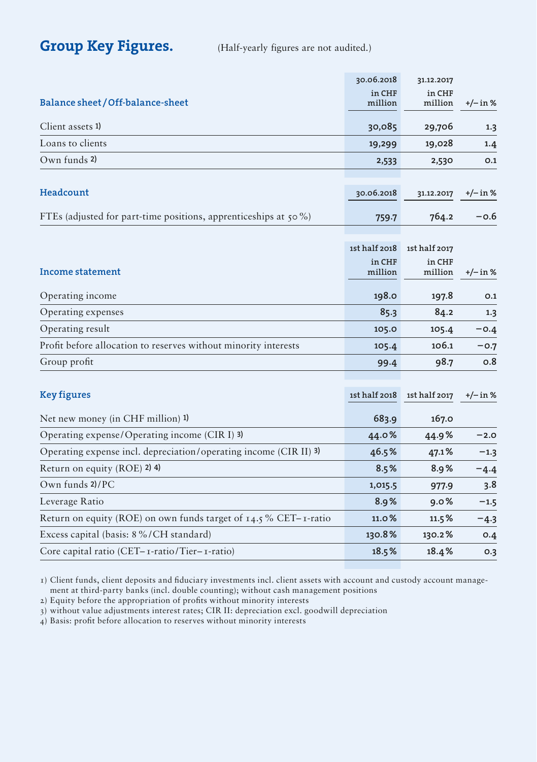# Group Key Figures.

(Half-yearly figures are not audited.)

| Balance sheet / Off-balance-sheet | 30.06.2018 in CHF million | 31.12.2017 in CHF million | +/– in % |
|---|---|---|---|
| Client assets 1) | 30,085 | 29,706 | 1.3 |
| Loans to clients | 19,299 | 19,028 | 1.4 |
| Own funds 2) | 2,533 | 2,530 | 0.1 |

| Headcount | 30.06.2018 | 31.12.2017 | +/– in % |
|---|---|---|---|
| FTEs (adjusted for part-time positions, apprenticeships at 50 %) | 759.7 | 764.2 | –0.6 |

| Income statement | 1st half 2018 in CHF million | 1st half 2017 in CHF million | +/– in % |
|---|---|---|---|
| Operating income | 198.0 | 197.8 | 0.1 |
| Operating expenses | 85.3 | 84.2 | 1.3 |
| Operating result | 105.0 | 105.4 | –0.4 |
| Profit before allocation to reserves without minority interests | 105.4 | 106.1 | –0.7 |
| Group profit | 99.4 | 98.7 | 0.8 |

| Key figures | 1st half 2018 | 1st half 2017 | +/– in % |
|---|---|---|---|
| Net new money (in CHF million) 1) | 683.9 | 167.0 | |
| Operating expense / Operating income (CIR I) 3) | 44.0 % | 44.9 % | –2.0 |
| Operating expense incl. depreciation / operating income (CIR II) 3) | 46.5 % | 47.1 % | –1.3 |
| Return on equity (ROE) 2) 4) | 8.5 % | 8.9 % | –4.4 |
| Own funds 2) / PC | 1,015.5 | 977.9 | 3.8 |
| Leverage Ratio | 8.9 % | 9.0 % | –1.5 |
| Return on equity (ROE) on own funds target of 14.5 % CET–1-ratio | 11.0 % | 11.5 % | –4.3 |
| Excess capital (basis: 8 % / CH standard) | 130.8 % | 130.2 % | 0.4 |
| Core capital ratio (CET–1-ratio / Tier–1-ratio) | 18.5 % | 18.4 % | 0.3 |

1) Client funds, client deposits and fiduciary investments incl. client assets with account and custody account management at third-party banks (incl. double counting); without cash management positions
2) Equity before the appropriation of profits without minority interests
3) without value adjustments interest rates; CIR II: depreciation excl. goodwill depreciation
4) Basis: profit before allocation to reserves without minority interests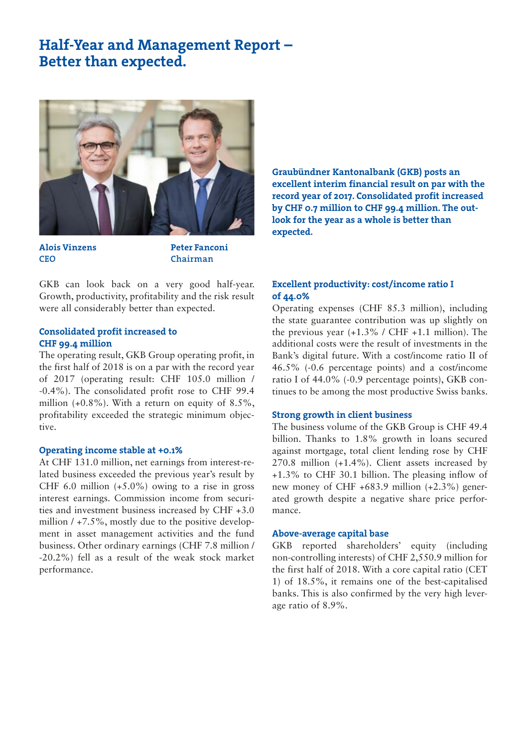# Half-Year and Management Report – Better than expected.

**Alois Vinzens**
**CEO**

**Peter Fanconi**
**Chairman**

**Graubündner Kantonalbank (GKB) posts an excellent interim financial result on par with the record year of 2017. Consolidated profit increased by CHF 0.7 million to CHF 99.4 million. The outlook for the year as a whole is better than expected.**

GKB can look back on a very good half-year. Growth, productivity, profitability and the risk result were all considerably better than expected.

### Consolidated profit increased to CHF 99.4 million

The operating result, GKB Group operating profit, in the first half of 2018 is on a par with the record year of 2017 (operating result: CHF 105.0 million / -0.4%). The consolidated profit rose to CHF 99.4 million (+0.8%). With a return on equity of 8.5%, profitability exceeded the strategic minimum objective.

### Operating income stable at +0.1%

At CHF 131.0 million, net earnings from interest-related business exceeded the previous year's result by CHF 6.0 million (+5.0%) owing to a rise in gross interest earnings. Commission income from securities and investment business increased by CHF +3.0 million / +7.5%, mostly due to the positive development in asset management activities and the fund business. Other ordinary earnings (CHF 7.8 million / -20.2%) fell as a result of the weak stock market performance.

### Excellent productivity: cost/income ratio I of 44.0%

Operating expenses (CHF 85.3 million), including the state guarantee contribution was up slightly on the previous year (+1.3% / CHF +1.1 million). The additional costs were the result of investments in the Bank's digital future. With a cost/income ratio II of 46.5% (-0.6 percentage points) and a cost/income ratio I of 44.0% (-0.9 percentage points), GKB continues to be among the most productive Swiss banks.

### Strong growth in client business

The business volume of the GKB Group is CHF 49.4 billion. Thanks to 1.8% growth in loans secured against mortgage, total client lending rose by CHF 270.8 million (+1.4%). Client assets increased by +1.3% to CHF 30.1 billion. The pleasing inflow of new money of CHF +683.9 million (+2.3%) generated growth despite a negative share price performance.

### Above-average capital base

GKB reported shareholders' equity (including non-controlling interests) of CHF 2,550.9 million for the first half of 2018. With a core capital ratio (CET 1) of 18.5%, it remains one of the best-capitalised banks. This is also confirmed by the very high leverage ratio of 8.9%.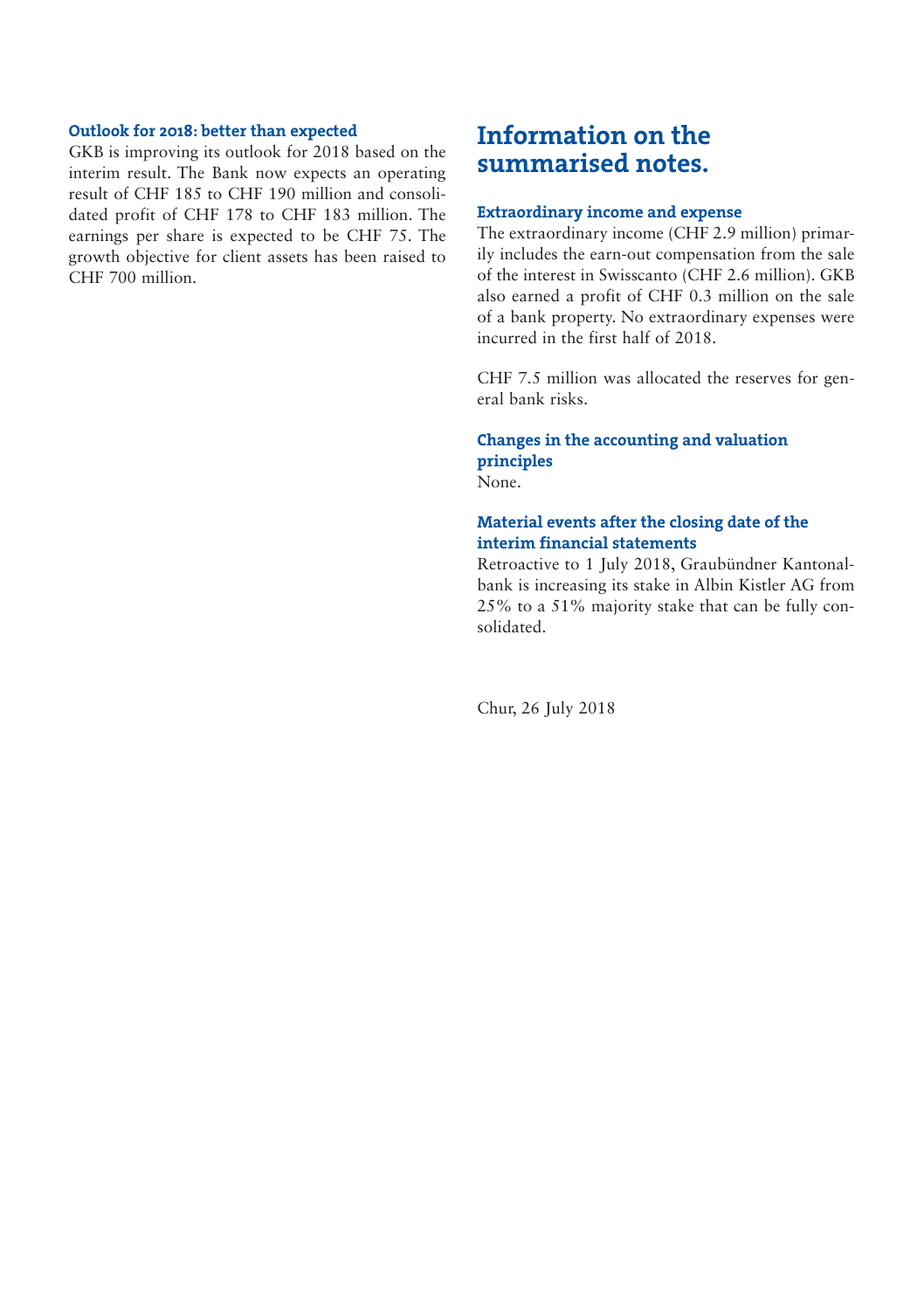### Outlook for 2018: better than expected

GKB is improving its outlook for 2018 based on the interim result. The Bank now expects an operating result of CHF 185 to CHF 190 million and consolidated profit of CHF 178 to CHF 183 million. The earnings per share is expected to be CHF 75. The growth objective for client assets has been raised to CHF 700 million.

## Information on the summarised notes.

### Extraordinary income and expense

The extraordinary income (CHF 2.9 million) primarily includes the earn-out compensation from the sale of the interest in Swisscanto (CHF 2.6 million). GKB also earned a profit of CHF 0.3 million on the sale of a bank property. No extraordinary expenses were incurred in the first half of 2018.

CHF 7.5 million was allocated the reserves for general bank risks.

### Changes in the accounting and valuation principles

None.

### Material events after the closing date of the interim financial statements

Retroactive to 1 July 2018, Graubündner Kantonalbank is increasing its stake in Albin Kistler AG from 25% to a 51% majority stake that can be fully consolidated.

Chur, 26 July 2018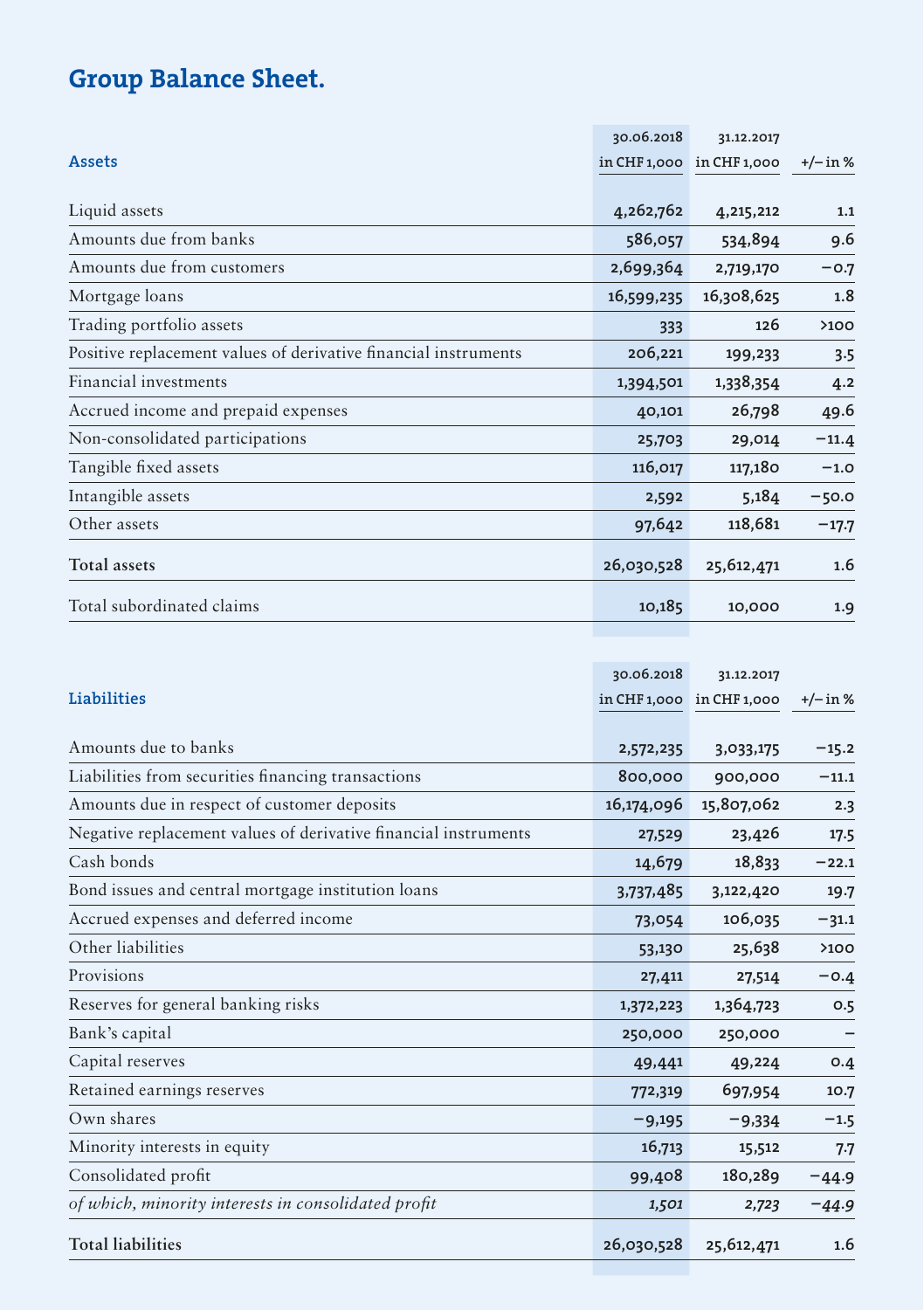# Group Balance Sheet.

| Assets | 30.06.2018 in CHF 1,000 | 31.12.2017 in CHF 1,000 | +/– in % |
|---|---|---|---|
| Liquid assets | **4,262,762** | 4,215,212 | 1.1 |
| Amounts due from banks | **586,057** | 534,894 | 9.6 |
| Amounts due from customers | **2,699,364** | 2,719,170 | −0.7 |
| Mortgage loans | **16,599,235** | 16,308,625 | 1.8 |
| Trading portfolio assets | **333** | 126 | >100 |
| Positive replacement values of derivative financial instruments | **206,221** | 199,233 | 3.5 |
| Financial investments | **1,394,501** | 1,338,354 | 4.2 |
| Accrued income and prepaid expenses | **40,101** | 26,798 | 49.6 |
| Non-consolidated participations | **25,703** | 29,014 | −11.4 |
| Tangible fixed assets | **116,017** | 117,180 | −1.0 |
| Intangible assets | **2,592** | 5,184 | −50.0 |
| Other assets | **97,642** | 118,681 | −17.7 |
| **Total assets** | **26,030,528** | 25,612,471 | 1.6 |
| Total subordinated claims | **10,185** | 10,000 | 1.9 |

| Liabilities | 30.06.2018 in CHF 1,000 | 31.12.2017 in CHF 1,000 | +/– in % |
|---|---|---|---|
| Amounts due to banks | **2,572,235** | 3,033,175 | −15.2 |
| Liabilities from securities financing transactions | **800,000** | 900,000 | −11.1 |
| Amounts due in respect of customer deposits | **16,174,096** | 15,807,062 | 2.3 |
| Negative replacement values of derivative financial instruments | **27,529** | 23,426 | 17.5 |
| Cash bonds | **14,679** | 18,833 | −22.1 |
| Bond issues and central mortgage institution loans | **3,737,485** | 3,122,420 | 19.7 |
| Accrued expenses and deferred income | **73,054** | 106,035 | −31.1 |
| Other liabilities | **53,130** | 25,638 | >100 |
| Provisions | **27,411** | 27,514 | −0.4 |
| Reserves for general banking risks | **1,372,223** | 1,364,723 | 0.5 |
| Bank's capital | **250,000** | 250,000 | – |
| Capital reserves | **49,441** | 49,224 | 0.4 |
| Retained earnings reserves | **772,319** | 697,954 | 10.7 |
| Own shares | **−9,195** | −9,334 | −1.5 |
| Minority interests in equity | **16,713** | 15,512 | 7.7 |
| Consolidated profit | **99,408** | 180,289 | −44.9 |
| *of which, minority interests in consolidated profit* | ***1,501*** | *2,723* | *−44.9* |
| **Total liabilities** | **26,030,528** | 25,612,471 | 1.6 |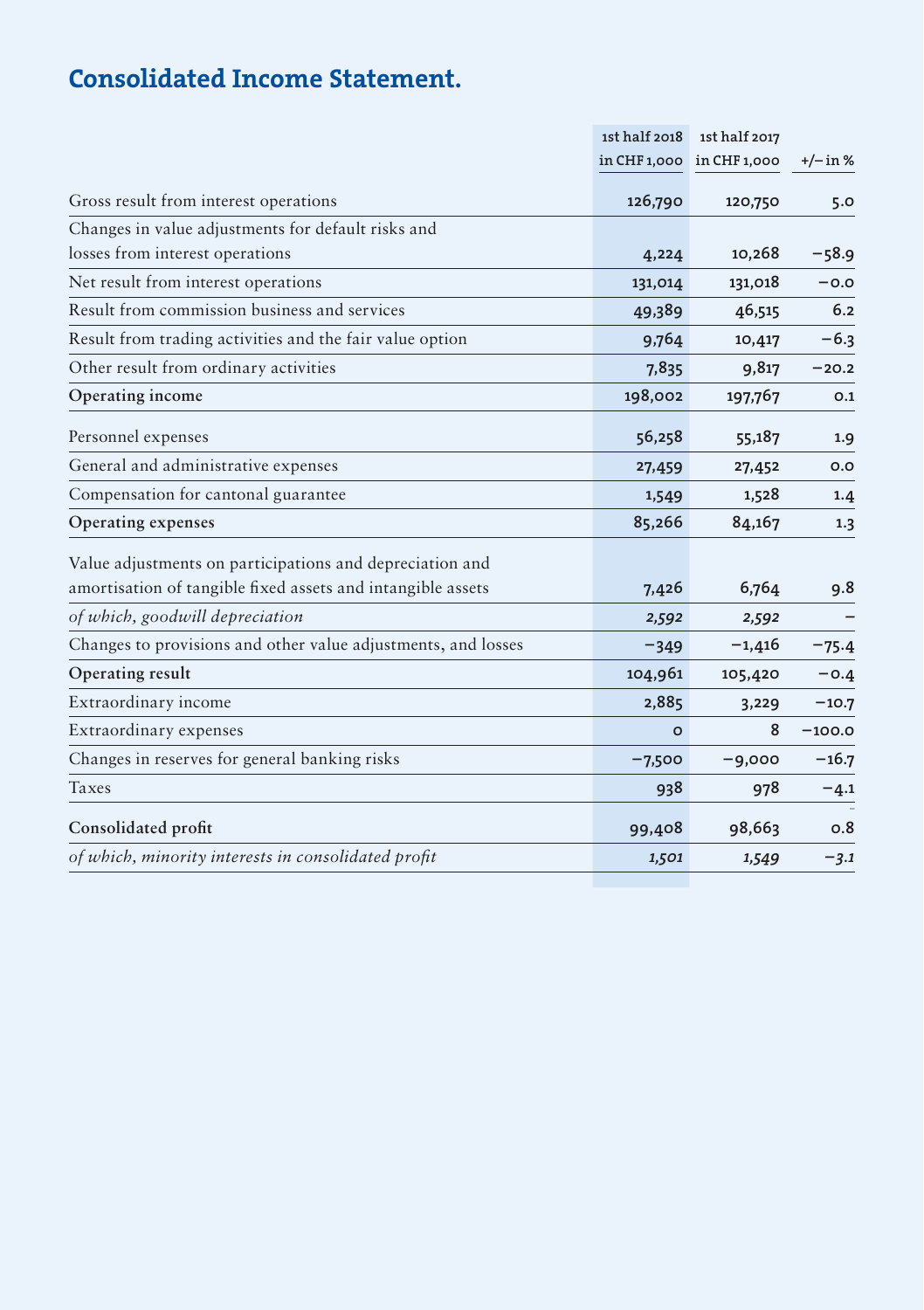# Consolidated Income Statement.

| | 1st half 2018 in CHF 1,000 | 1st half 2017 in CHF 1,000 | +/– in % |
|---|---|---|---|
| Gross result from interest operations | 126,790 | 120,750 | 5.0 |
| Changes in value adjustments for default risks and losses from interest operations | 4,224 | 10,268 | −58.9 |
| Net result from interest operations | 131,014 | 131,018 | −0.0 |
| Result from commission business and services | 49,389 | 46,515 | 6.2 |
| Result from trading activities and the fair value option | 9,764 | 10,417 | −6.3 |
| Other result from ordinary activities | 7,835 | 9,817 | −20.2 |
| **Operating income** | 198,002 | 197,767 | 0.1 |
| Personnel expenses | 56,258 | 55,187 | 1.9 |
| General and administrative expenses | 27,459 | 27,452 | 0.0 |
| Compensation for cantonal guarantee | 1,549 | 1,528 | 1.4 |
| **Operating expenses** | 85,266 | 84,167 | 1.3 |
| Value adjustments on participations and depreciation and amortisation of tangible fixed assets and intangible assets | 7,426 | 6,764 | 9.8 |
| *of which, goodwill depreciation* | *2,592* | *2,592* | – |
| Changes to provisions and other value adjustments, and losses | −349 | −1,416 | −75.4 |
| **Operating result** | 104,961 | 105,420 | −0.4 |
| Extraordinary income | 2,885 | 3,229 | −10.7 |
| Extraordinary expenses | 0 | 8 | −100.0 |
| Changes in reserves for general banking risks | −7,500 | −9,000 | −16.7 |
| Taxes | 938 | 978 | −4.1 |
| **Consolidated profit** | 99,408 | 98,663 | 0.8 |
| *of which, minority interests in consolidated profit* | *1,501* | *1,549* | *−3.1* |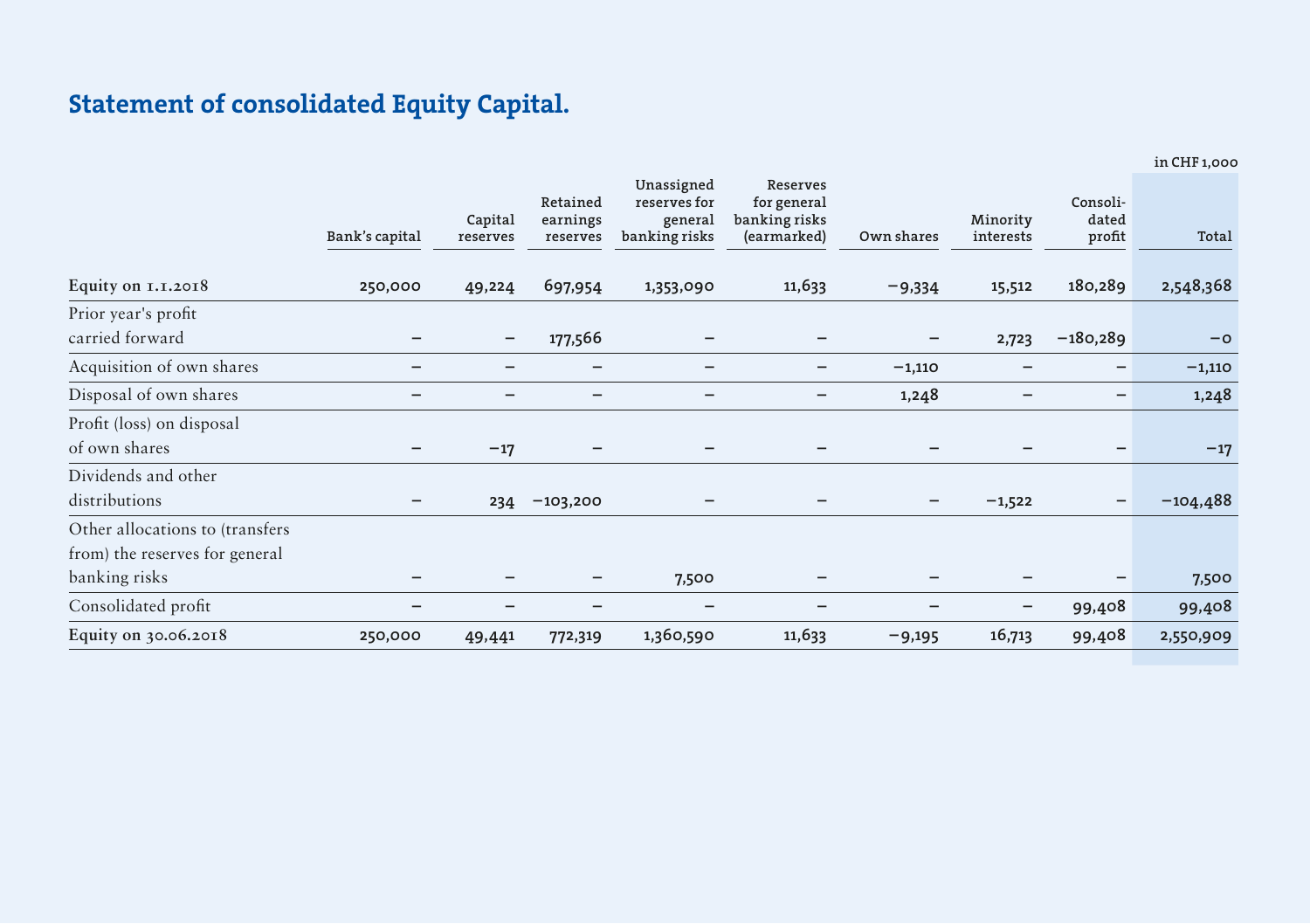## Statement of consolidated Equity Capital.

in CHF 1,000

| | Bank's capital | Capital reserves | Retained earnings reserves | Unassigned reserves for general banking risks | Reserves for general banking risks (earmarked) | Own shares | Minority interests | Consolidated profit | Total |
|---|---|---|---|---|---|---|---|---|---|
| **Equity on 1.1.2018** | **250,000** | **49,224** | **697,954** | **1,353,090** | **11,633** | **−9,334** | **15,512** | **180,289** | **2,548,368** |
| Prior year's profit carried forward | – | – | 177,566 | – | – | – | 2,723 | −180,289 | −0 |
| Acquisition of own shares | – | – | – | – | – | −1,110 | – | – | −1,110 |
| Disposal of own shares | – | – | – | – | – | 1,248 | – | – | 1,248 |
| Profit (loss) on disposal of own shares | – | −17 | – | – | – | – | – | – | −17 |
| Dividends and other distributions | – | 234 | −103,200 | – | – | – | −1,522 | – | −104,488 |
| Other allocations to (transfers from) the reserves for general banking risks | – | – | – | 7,500 | – | – | – | – | 7,500 |
| Consolidated profit | – | – | – | – | – | – | – | 99,408 | 99,408 |
| **Equity on 30.06.2018** | **250,000** | **49,441** | **772,319** | **1,360,590** | **11,633** | **−9,195** | **16,713** | **99,408** | **2,550,909** |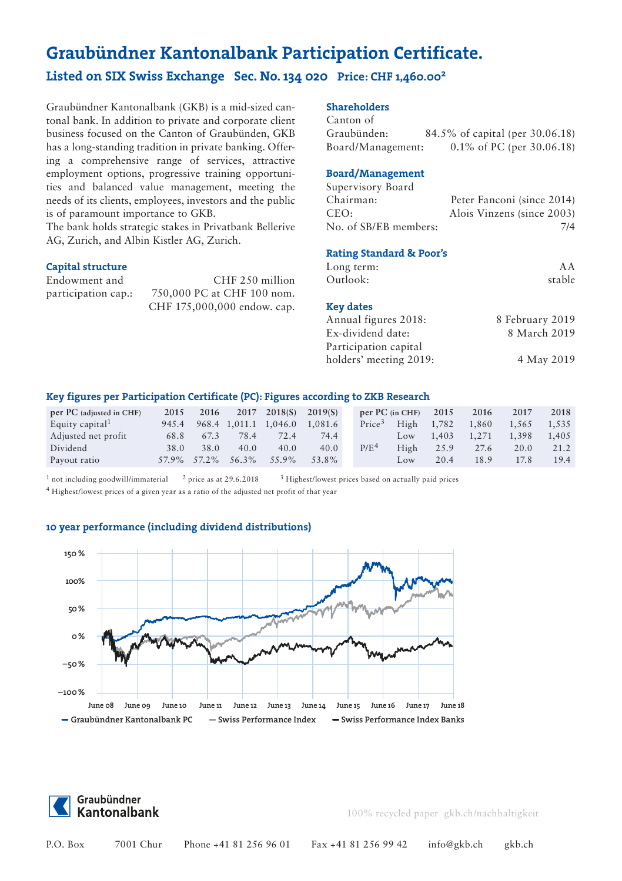# Graubündner Kantonalbank Participation Certificate.

## Listed on SIX Swiss Exchange Sec. No. 134 020 Price: CHF 1,460.00[2]

Graubündner Kantonalbank (GKB) is a mid-sized cantonal bank. In addition to private and corporate client business focused on the Canton of Graubünden, GKB has a long-standing tradition in private banking. Offering a comprehensive range of services, attractive employment options, progressive training opportunities and balanced value management, meeting the needs of its clients, employees, investors and the public is of paramount importance to GKB.
The bank holds strategic stakes in Privatbank Bellerive AG, Zurich, and Albin Kistler AG, Zurich.

### Capital structure

| | |
|---|---|
| Endowment and participation cap.: | CHF 250 million<br>750,000 PC at CHF 100 nom.<br>CHF 175,000,000 endow. cap. |

### Shareholders

| | |
|---|---|
| Canton of Graubünden: | 84.5% of capital (per 30.06.18) |
| Board/Management: | 0.1% of PC (per 30.06.18) |

### Board/Management

Supervisory Board

| | |
|---|---|
| Chairman: | Peter Fanconi (since 2014) |
| CEO: | Alois Vinzens (since 2003) |
| No. of SB/EB members: | 7/4 |

### Rating Standard & Poor's

| | |
|---|---|
| Long term: | AA |
| Outlook: | stable |

### Key dates

| | |
|---|---|
| Annual figures 2018: | 8 February 2019 |
| Ex-dividend date: | 8 March 2019 |
| Participation capital holders' meeting 2019: | 4 May 2019 |

### Key figures per Participation Certificate (PC): Figures according to ZKB Research

| per PC (adjusted in CHF) | 2015 | 2016 | 2017 | 2018(S) | 2019(S) |
|---|---|---|---|---|---|
| Equity capital[1] | 945.4 | 968.4 | 1,011.1 | 1,046.0 | 1,081.6 |
| Adjusted net profit | 68.8 | 67.3 | 78.4 | 72.4 | 74.4 |
| Dividend | 38.0 | 38.0 | 40.0 | 40.0 | 40.0 |
| Payout ratio | 57.9% | 57.2% | 56.3% | 55.9% | 53.8% |

| per PC (in CHF) | | 2015 | 2016 | 2017 | 2018 |
|---|---|---|---|---|---|
| Price[3] | High | 1,782 | 1,860 | 1,565 | 1,535 |
| | Low | 1,403 | 1,271 | 1,398 | 1,405 |
| P/E[4] | High | 25.9 | 27.6 | 20.0 | 21.2 |
| | Low | 20.4 | 18.9 | 17.8 | 19.4 |

[1] not including goodwill/immaterial [2] price as at 29.6.2018 [3] Highest/lowest prices based on actually paid prices
[4] Highest/lowest prices of a given year as a ratio of the adjusted net profit of that year

### 10 year performance (including dividend distributions)

150 %
100%
50 %
0 %
–50 %
–100 %

June 08 June 09 June 10 June 11 June 12 June 13 June 14 June 15 June 16 June 17 June 18

Graubündner Kantonalbank PC — Swiss Performance Index — Swiss Performance Index Banks

Graubündner Kantonalbank

100% recycled paper gkb.ch/nachhaltigkeit

P.O. Box 7001 Chur Phone +41 81 256 96 01 Fax +41 81 256 99 42 info@gkb.ch gkb.ch